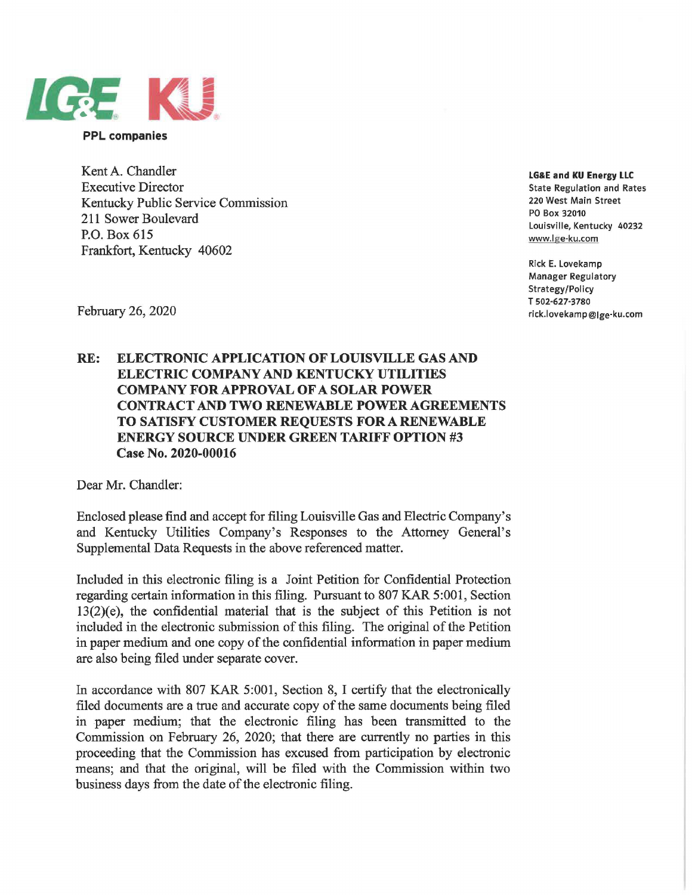LG&E KU

**PPL companies**

Kent A. Chandler
Executive Director
Kentucky Public Service Commission
211 Sower Boulevard
P.O. Box 615
Frankfort, Kentucky 40602

**LG&E and KU Energy LLC**
State Regulation and Rates
220 West Main Street
PO Box 32010
Louisville, Kentucky 40232
www.lge-ku.com

Rick E. Lovekamp
Manager Regulatory
Strategy/Policy
T 502-627-3780
rick.lovekamp@lge-ku.com

February 26, 2020

**RE: ELECTRONIC APPLICATION OF LOUISVILLE GAS AND ELECTRIC COMPANY AND KENTUCKY UTILITIES COMPANY FOR APPROVAL OF A SOLAR POWER CONTRACT AND TWO RENEWABLE POWER AGREEMENTS TO SATISFY CUSTOMER REQUESTS FOR A RENEWABLE ENERGY SOURCE UNDER GREEN TARIFF OPTION #3**
**Case No. 2020-00016**

Dear Mr. Chandler:

Enclosed please find and accept for filing Louisville Gas and Electric Company's and Kentucky Utilities Company's Responses to the Attorney General's Supplemental Data Requests in the above referenced matter.

Included in this electronic filing is a Joint Petition for Confidential Protection regarding certain information in this filing. Pursuant to 807 KAR 5:001, Section 13(2)(e), the confidential material that is the subject of this Petition is not included in the electronic submission of this filing. The original of the Petition in paper medium and one copy of the confidential information in paper medium are also being filed under separate cover.

In accordance with 807 KAR 5:001, Section 8, I certify that the electronically filed documents are a true and accurate copy of the same documents being filed in paper medium; that the electronic filing has been transmitted to the Commission on February 26, 2020; that there are currently no parties in this proceeding that the Commission has excused from participation by electronic means; and that the original, will be filed with the Commission within two business days from the date of the electronic filing.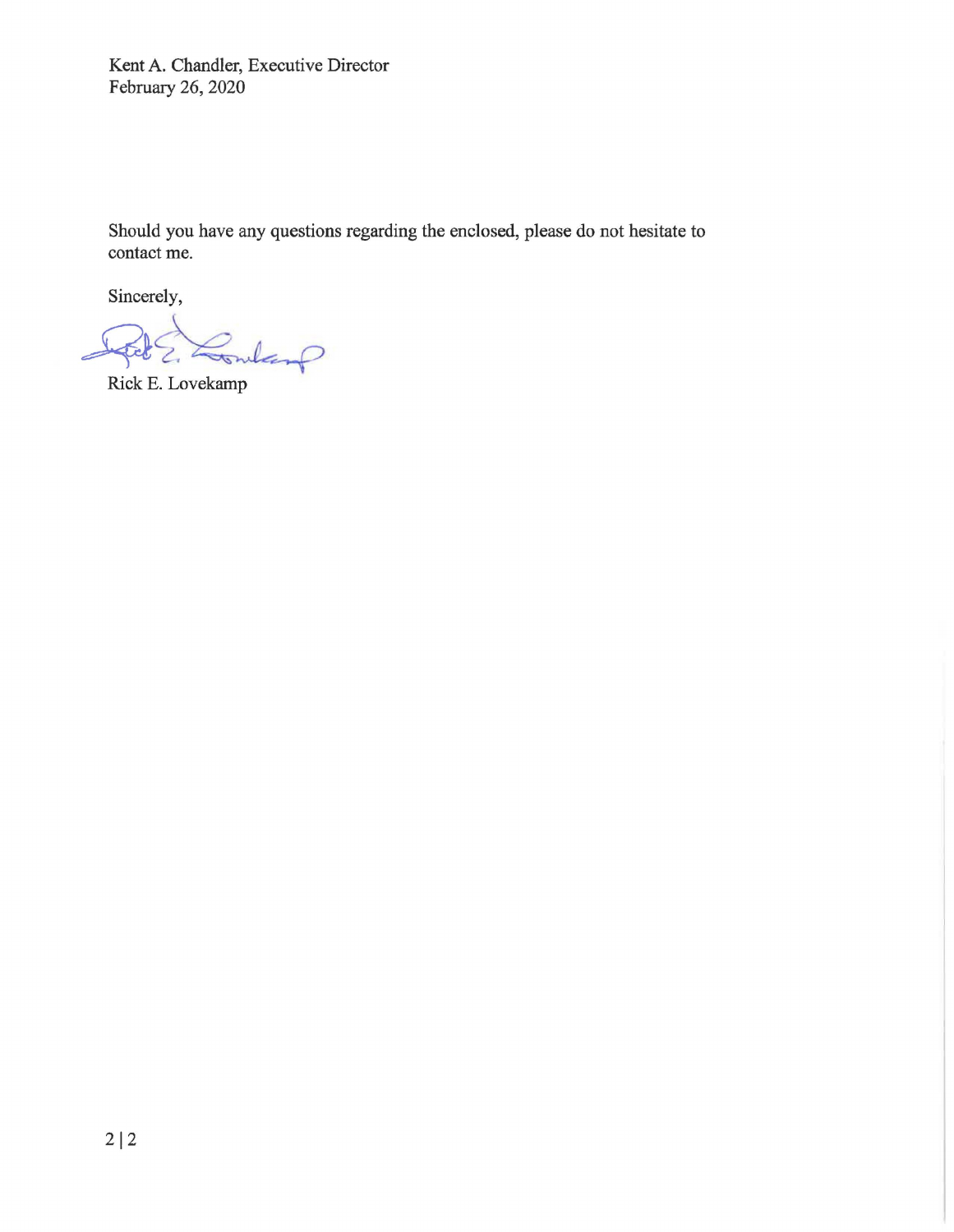Should you have any questions regarding the enclosed, please do not hesitate to contact me.

Sincerely,

Rick E. Lovekamp